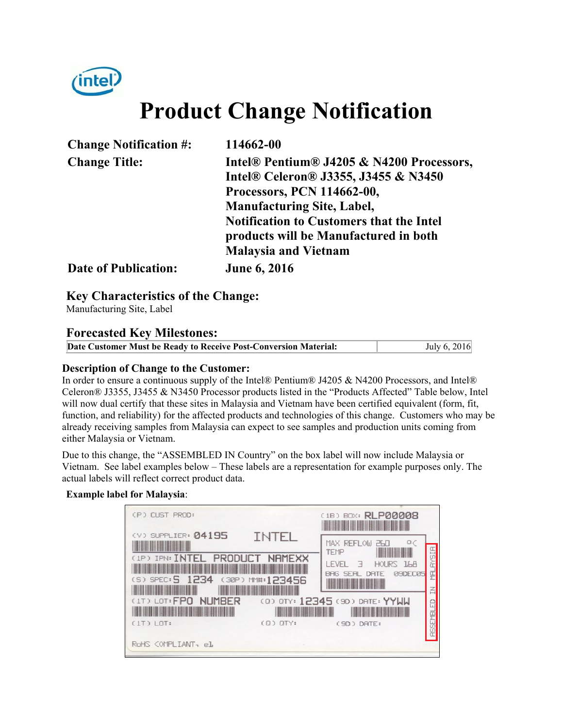# Product Change Notification

| | |
|---|---|
| **Change Notification #:** | **114662-00** |
| **Change Title:** | **Intel® Pentium® J4205 & N4200 Processors, Intel® Celeron® J3355, J3455 & N3450 Processors, PCN 114662-00, Manufacturing Site, Label, Notification to Customers that the Intel products will be Manufactured in both Malaysia and Vietnam** |
| **Date of Publication:** | **June 6, 2016** |

## Key Characteristics of the Change:

Manufacturing Site, Label

## Forecasted Key Milestones:

| | |
|---|---|
| **Date Customer Must be Ready to Receive Post-Conversion Material:** | July 6, 2016 |

### Description of Change to the Customer:

In order to ensure a continuous supply of the Intel® Pentium® J4205 & N4200 Processors, and Intel® Celeron® J3355, J3455 & N3450 Processor products listed in the "Products Affected" Table below, Intel will now dual certify that these sites in Malaysia and Vietnam have been certified equivalent (form, fit, function, and reliability) for the affected products and technologies of this change. Customers who may be already receiving samples from Malaysia can expect to see samples and production units coming from either Malaysia or Vietnam.

Due to this change, the "ASSEMBLED IN Country" on the box label will now include Malaysia or Vietnam. See label examples below – These labels are a representation for example purposes only. The actual labels will reflect correct product data.

**Example label for Malaysia**:

(P) CUST PROD:

(1B) BOX: RLP00008

(V) SUPPLIER: 04195 INTEL

MAX REFLOW 260 °C TEMP

(1P) IPN: INTEL PRODUCT NAMEXX

LEVEL 3 HOURS 168

BAG SEAL DATE 09DEC05

(S) SPEC: S 1234 (30P) MM#: 123456

(1T) LOT: FPO NUMBER (Q) QTY: 12345 (9D) DATE: YYWW

(1T) LOT: (Q) QTY: (9D) DATE:

ASSEMBLED IN MALAYSIA

RoHS COMPLIANT, e1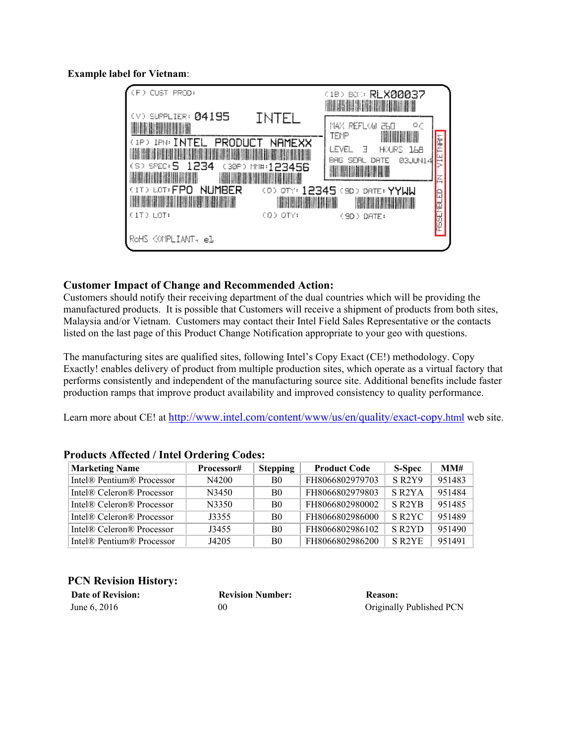**Example label for Vietnam**:

```
(P) CUST PROD:                                    (1B) BOX: RLX00037
(V) SUPPLIER: 04195     INTEL                     MAX REFLOW 260 °C
(1P) IPN: INTEL PRODUCT NAMEXX                    TEMP
(S) SPEC: S 1234   (30P) MM#: 123456              LEVEL 3   HOURS 168
                                                  BAG SEAL DATE 03JUN14
(1T) LOT: FPO NUMBER   (Q) QTY: 12345 (9D) DATE: YYWW
(1T) LOT:              (Q) QTY:       (9D) DATE:
RoHS COMPLIANT, e1                                ASSEMBLED IN VIETNAM
```

## Customer Impact of Change and Recommended Action:

Customers should notify their receiving department of the dual countries which will be providing the manufactured products. It is possible that Customers will receive a shipment of products from both sites, Malaysia and/or Vietnam. Customers may contact their Intel Field Sales Representative or the contacts listed on the last page of this Product Change Notification appropriate to your geo with questions.

The manufacturing sites are qualified sites, following Intel's Copy Exact (CE!) methodology. Copy Exactly! enables delivery of product from multiple production sites, which operate as a virtual factory that performs consistently and independent of the manufacturing source site. Additional benefits include faster production ramps that improve product availability and improved consistency to quality performance.

Learn more about CE! at http://www.intel.com/content/www/us/en/quality/exact-copy.html web site.

## Products Affected / Intel Ordering Codes:

| Marketing Name | Processor# | Stepping | Product Code | S-Spec | MM# |
|---|---|---|---|---|---|
| Intel® Pentium® Processor | N4200 | B0 | FH8066802979703 | S R2Y9 | 951483 |
| Intel® Celeron® Processor | N3450 | B0 | FH8066802979803 | S R2YA | 951484 |
| Intel® Celeron® Processor | N3350 | B0 | FH8066802980002 | S R2YB | 951485 |
| Intel® Celeron® Processor | J3355 | B0 | FH8066802986000 | S R2YC | 951489 |
| Intel® Celeron® Processor | J3455 | B0 | FH8066802986102 | S R2YD | 951490 |
| Intel® Pentium® Processor | J4205 | B0 | FH8066802986200 | S R2YE | 951491 |

## PCN Revision History:

| Date of Revision: | Revision Number: | Reason: |
|---|---|---|
| June 6, 2016 | 00 | Originally Published PCN |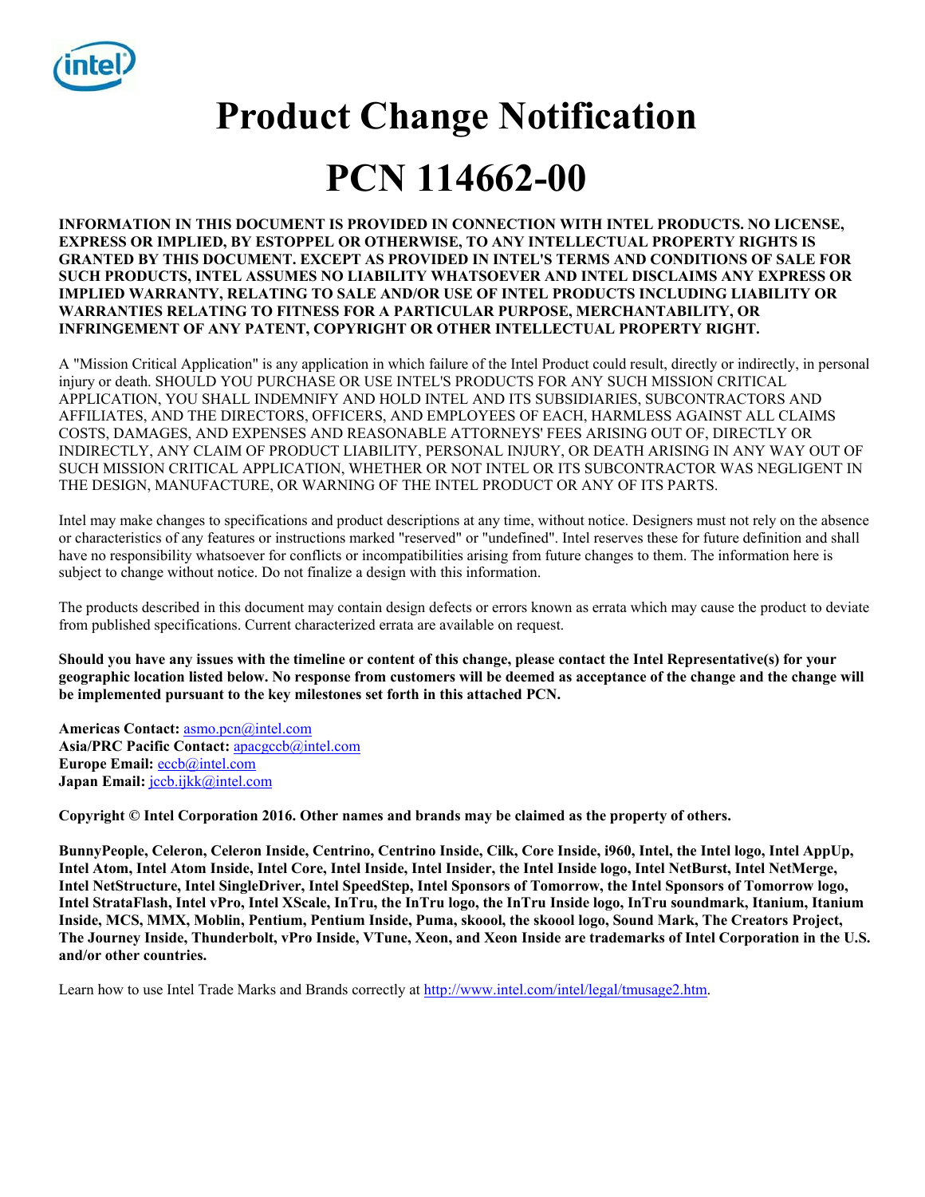# Product Change Notification

# PCN 114662-00

**INFORMATION IN THIS DOCUMENT IS PROVIDED IN CONNECTION WITH INTEL PRODUCTS. NO LICENSE, EXPRESS OR IMPLIED, BY ESTOPPEL OR OTHERWISE, TO ANY INTELLECTUAL PROPERTY RIGHTS IS GRANTED BY THIS DOCUMENT. EXCEPT AS PROVIDED IN INTEL'S TERMS AND CONDITIONS OF SALE FOR SUCH PRODUCTS, INTEL ASSUMES NO LIABILITY WHATSOEVER AND INTEL DISCLAIMS ANY EXPRESS OR IMPLIED WARRANTY, RELATING TO SALE AND/OR USE OF INTEL PRODUCTS INCLUDING LIABILITY OR WARRANTIES RELATING TO FITNESS FOR A PARTICULAR PURPOSE, MERCHANTABILITY, OR INFRINGEMENT OF ANY PATENT, COPYRIGHT OR OTHER INTELLECTUAL PROPERTY RIGHT.**

A "Mission Critical Application" is any application in which failure of the Intel Product could result, directly or indirectly, in personal injury or death. SHOULD YOU PURCHASE OR USE INTEL'S PRODUCTS FOR ANY SUCH MISSION CRITICAL APPLICATION, YOU SHALL INDEMNIFY AND HOLD INTEL AND ITS SUBSIDIARIES, SUBCONTRACTORS AND AFFILIATES, AND THE DIRECTORS, OFFICERS, AND EMPLOYEES OF EACH, HARMLESS AGAINST ALL CLAIMS COSTS, DAMAGES, AND EXPENSES AND REASONABLE ATTORNEYS' FEES ARISING OUT OF, DIRECTLY OR INDIRECTLY, ANY CLAIM OF PRODUCT LIABILITY, PERSONAL INJURY, OR DEATH ARISING IN ANY WAY OUT OF SUCH MISSION CRITICAL APPLICATION, WHETHER OR NOT INTEL OR ITS SUBCONTRACTOR WAS NEGLIGENT IN THE DESIGN, MANUFACTURE, OR WARNING OF THE INTEL PRODUCT OR ANY OF ITS PARTS.

Intel may make changes to specifications and product descriptions at any time, without notice. Designers must not rely on the absence or characteristics of any features or instructions marked "reserved" or "undefined". Intel reserves these for future definition and shall have no responsibility whatsoever for conflicts or incompatibilities arising from future changes to them. The information here is subject to change without notice. Do not finalize a design with this information.

The products described in this document may contain design defects or errors known as errata which may cause the product to deviate from published specifications. Current characterized errata are available on request.

**Should you have any issues with the timeline or content of this change, please contact the Intel Representative(s) for your geographic location listed below. No response from customers will be deemed as acceptance of the change and the change will be implemented pursuant to the key milestones set forth in this attached PCN.**

**Americas Contact:** asmo.pcn@intel.com
**Asia/PRC Pacific Contact:** apacgccb@intel.com
**Europe Email:** eccb@intel.com
**Japan Email:** jccb.ijkk@intel.com

**Copyright © Intel Corporation 2016. Other names and brands may be claimed as the property of others.**

**BunnyPeople, Celeron, Celeron Inside, Centrino, Centrino Inside, Cilk, Core Inside, i960, Intel, the Intel logo, Intel AppUp, Intel Atom, Intel Atom Inside, Intel Core, Intel Inside, Intel Insider, the Intel Inside logo, Intel NetBurst, Intel NetMerge, Intel NetStructure, Intel SingleDriver, Intel SpeedStep, Intel Sponsors of Tomorrow, the Intel Sponsors of Tomorrow logo, Intel StrataFlash, Intel vPro, Intel XScale, InTru, the InTru logo, the InTru Inside logo, InTru soundmark, Itanium, Itanium Inside, MCS, MMX, Moblin, Pentium, Pentium Inside, Puma, skoool, the skoool logo, Sound Mark, The Creators Project, The Journey Inside, Thunderbolt, vPro Inside, VTune, Xeon, and Xeon Inside are trademarks of Intel Corporation in the U.S. and/or other countries.**

Learn how to use Intel Trade Marks and Brands correctly at http://www.intel.com/intel/legal/tmusage2.htm.